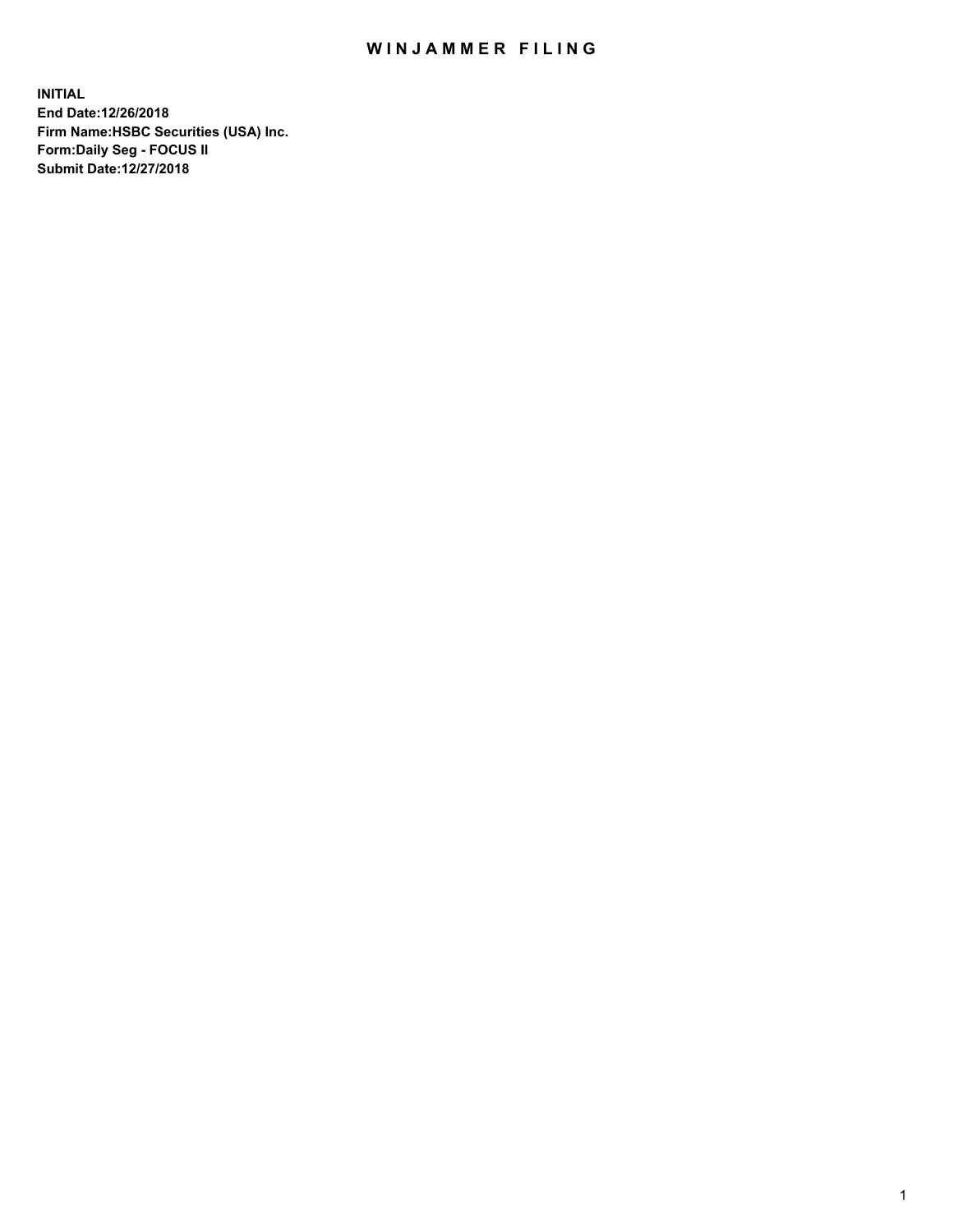# WINJAMMER FILING

**INITIAL**
**End Date:12/26/2018**
**Firm Name:HSBC Securities (USA) Inc.**
**Form:Daily Seg - FOCUS II**
**Submit Date:12/27/2018**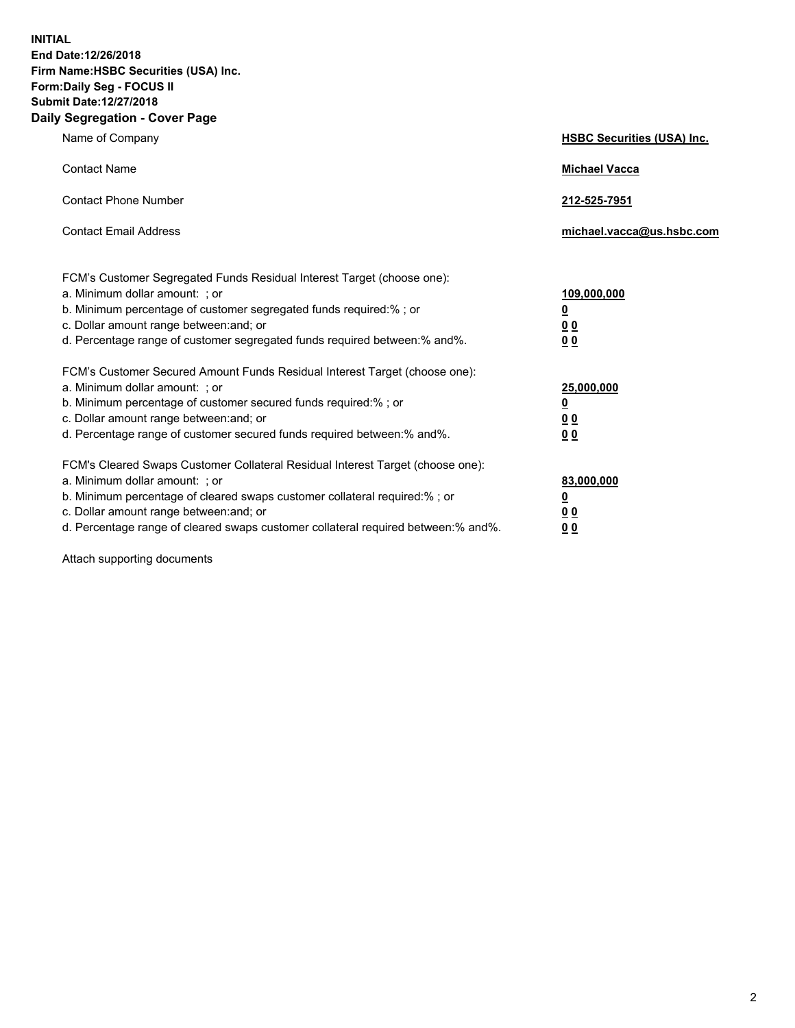**INITIAL**
**End Date:12/26/2018**
**Firm Name:HSBC Securities (USA) Inc.**
**Form:Daily Seg - FOCUS II**
**Submit Date:12/27/2018**

## Daily Segregation - Cover Page

| | |
|---|---|
| Name of Company | **HSBC Securities (USA) Inc.** |
| Contact Name | **Michael Vacca** |
| Contact Phone Number | **212-525-7951** |
| Contact Email Address | **michael.vacca@us.hsbc.com** |

FCM's Customer Segregated Funds Residual Interest Target (choose one):

| | |
|---|---|
| a. Minimum dollar amount: ; or | **109,000,000** |
| b. Minimum percentage of customer segregated funds required:% ; or | **0** |
| c. Dollar amount range between:and; or | **0 0** |
| d. Percentage range of customer segregated funds required between:% and%. | **0 0** |

FCM's Customer Secured Amount Funds Residual Interest Target (choose one):

| | |
|---|---|
| a. Minimum dollar amount: ; or | **25,000,000** |
| b. Minimum percentage of customer secured funds required:% ; or | **0** |
| c. Dollar amount range between:and; or | **0 0** |
| d. Percentage range of customer secured funds required between:% and%. | **0 0** |

FCM's Cleared Swaps Customer Collateral Residual Interest Target (choose one):

| | |
|---|---|
| a. Minimum dollar amount: ; or | **83,000,000** |
| b. Minimum percentage of cleared swaps customer collateral required:% ; or | **0** |
| c. Dollar amount range between:and; or | **0 0** |
| d. Percentage range of cleared swaps customer collateral required between:% and%. | **0 0** |

Attach supporting documents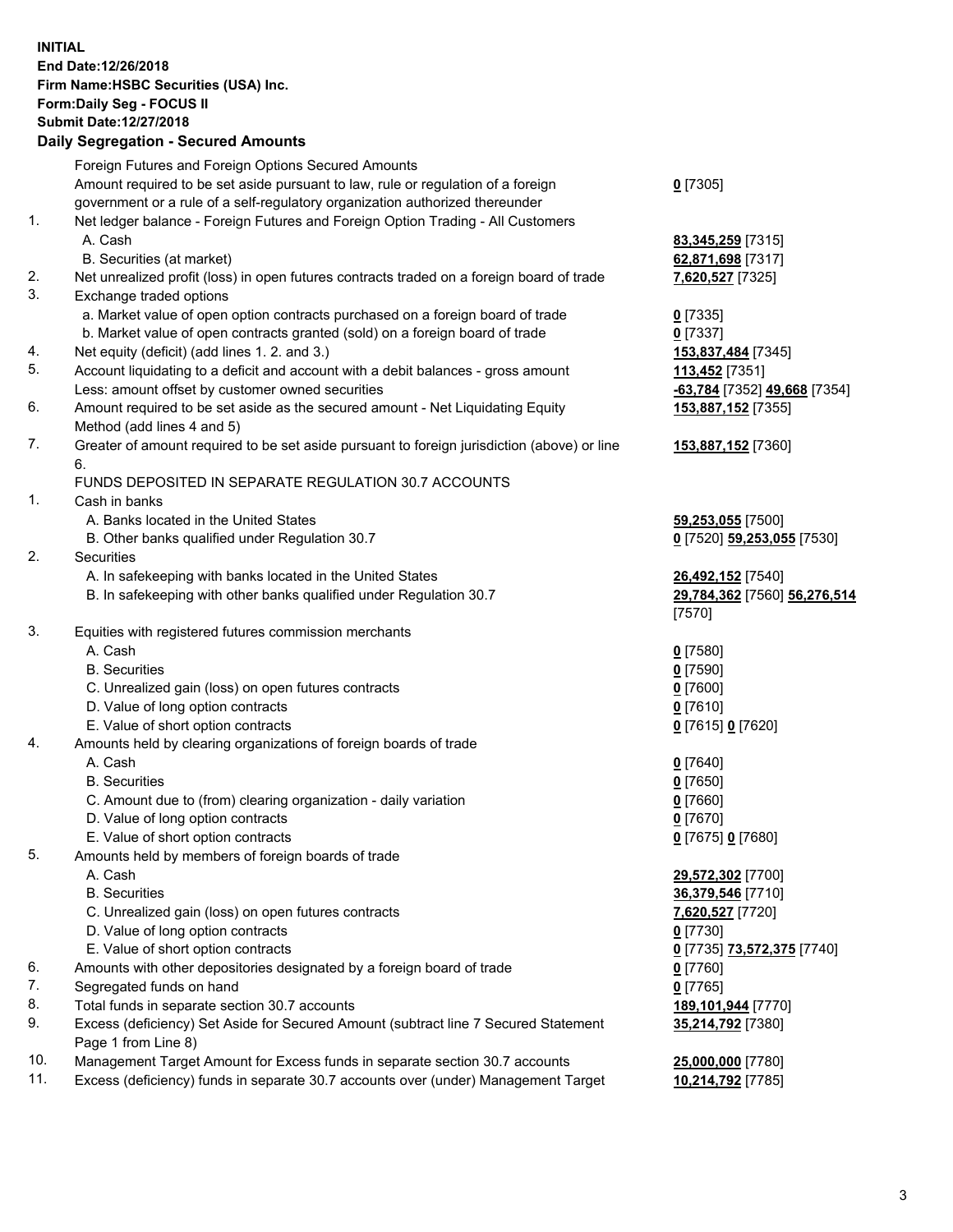**INITIAL**
**End Date:12/26/2018**
**Firm Name:HSBC Securities (USA) Inc.**
**Form:Daily Seg - FOCUS II**
**Submit Date:12/27/2018**

## Daily Segregation - Secured Amounts

| | | |
|---|---|---|
| | Foreign Futures and Foreign Options Secured Amounts | |
| | Amount required to be set aside pursuant to law, rule or regulation of a foreign government or a rule of a self-regulatory organization authorized thereunder | **0** [7305] |
| 1. | Net ledger balance - Foreign Futures and Foreign Option Trading - All Customers | |
| | A. Cash | **83,345,259** [7315] |
| | B. Securities (at market) | **62,871,698** [7317] |
| 2. | Net unrealized profit (loss) in open futures contracts traded on a foreign board of trade | **7,620,527** [7325] |
| 3. | Exchange traded options | |
| | a. Market value of open option contracts purchased on a foreign board of trade | **0** [7335] |
| | b. Market value of open contracts granted (sold) on a foreign board of trade | **0** [7337] |
| 4. | Net equity (deficit) (add lines 1. 2. and 3.) | **153,837,484** [7345] |
| 5. | Account liquidating to a deficit and account with a debit balances - gross amount | **113,452** [7351] |
| | Less: amount offset by customer owned securities | **-63,784** [7352] **49,668** [7354] |
| 6. | Amount required to be set aside as the secured amount - Net Liquidating Equity Method (add lines 4 and 5) | **153,887,152** [7355] |
| 7. | Greater of amount required to be set aside pursuant to foreign jurisdiction (above) or line 6. | **153,887,152** [7360] |
| | FUNDS DEPOSITED IN SEPARATE REGULATION 30.7 ACCOUNTS | |
| 1. | Cash in banks | |
| | A. Banks located in the United States | **59,253,055** [7500] |
| | B. Other banks qualified under Regulation 30.7 | **0** [7520] **59,253,055** [7530] |
| 2. | Securities | |
| | A. In safekeeping with banks located in the United States | **26,492,152** [7540] |
| | B. In safekeeping with other banks qualified under Regulation 30.7 | **29,784,362** [7560] **56,276,514** [7570] |
| 3. | Equities with registered futures commission merchants | |
| | A. Cash | **0** [7580] |
| | B. Securities | **0** [7590] |
| | C. Unrealized gain (loss) on open futures contracts | **0** [7600] |
| | D. Value of long option contracts | **0** [7610] |
| | E. Value of short option contracts | **0** [7615] **0** [7620] |
| 4. | Amounts held by clearing organizations of foreign boards of trade | |
| | A. Cash | **0** [7640] |
| | B. Securities | **0** [7650] |
| | C. Amount due to (from) clearing organization - daily variation | **0** [7660] |
| | D. Value of long option contracts | **0** [7670] |
| | E. Value of short option contracts | **0** [7675] **0** [7680] |
| 5. | Amounts held by members of foreign boards of trade | |
| | A. Cash | **29,572,302** [7700] |
| | B. Securities | **36,379,546** [7710] |
| | C. Unrealized gain (loss) on open futures contracts | **7,620,527** [7720] |
| | D. Value of long option contracts | **0** [7730] |
| | E. Value of short option contracts | **0** [7735] **73,572,375** [7740] |
| 6. | Amounts with other depositories designated by a foreign board of trade | **0** [7760] |
| 7. | Segregated funds on hand | **0** [7765] |
| 8. | Total funds in separate section 30.7 accounts | **189,101,944** [7770] |
| 9. | Excess (deficiency) Set Aside for Secured Amount (subtract line 7 Secured Statement Page 1 from Line 8) | **35,214,792** [7380] |
| 10. | Management Target Amount for Excess funds in separate section 30.7 accounts | **25,000,000** [7780] |
| 11. | Excess (deficiency) funds in separate 30.7 accounts over (under) Management Target | **10,214,792** [7785] |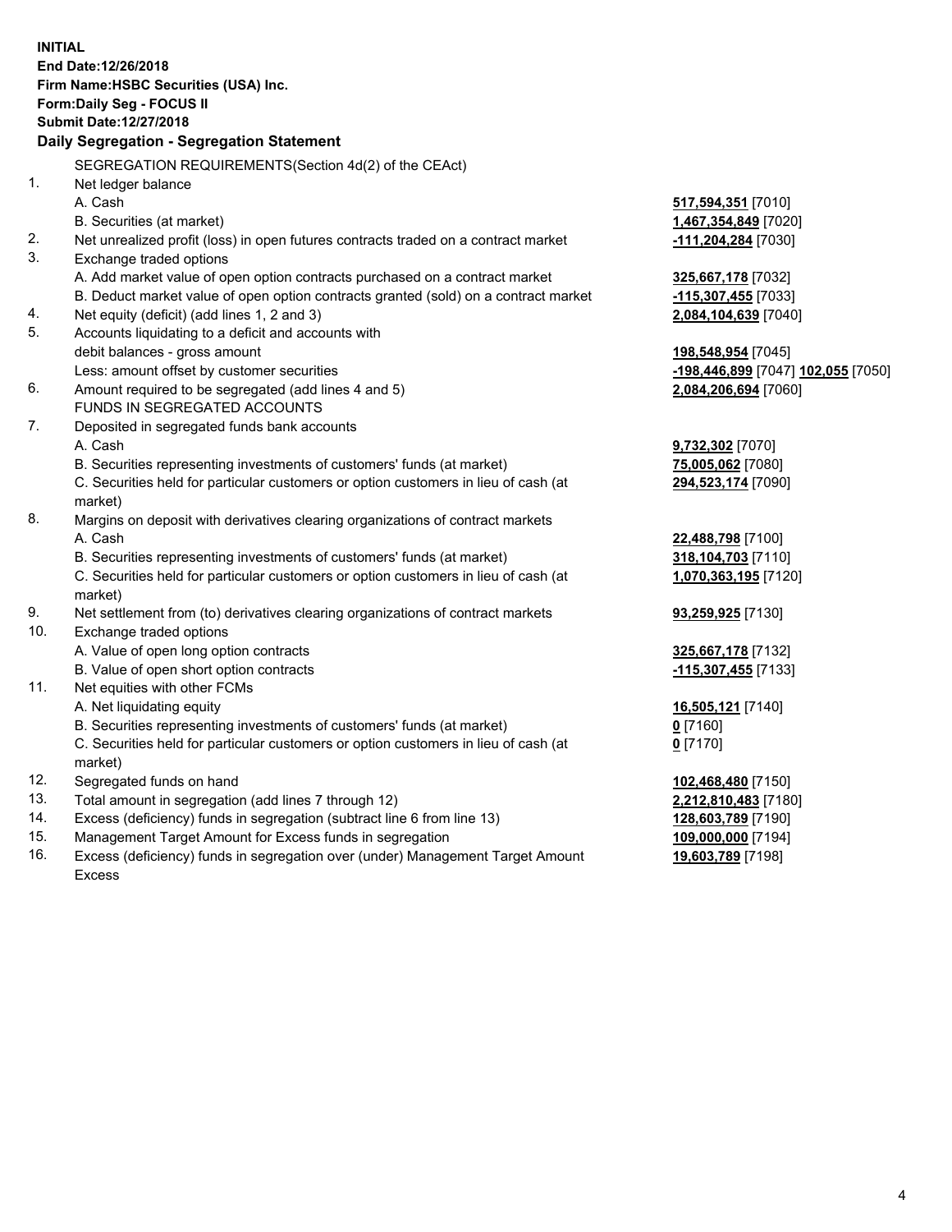**INITIAL**
**End Date:12/26/2018**
**Firm Name:HSBC Securities (USA) Inc.**
**Form:Daily Seg - FOCUS II**
**Submit Date:12/27/2018**

**Daily Segregation - Segregation Statement**

SEGREGATION REQUIREMENTS(Section 4d(2) of the CEAct)

| | | |
|---|---|---|
| 1. | Net ledger balance | |
| | A. Cash | 517,594,351 [7010] |
| | B. Securities (at market) | 1,467,354,849 [7020] |
| 2. | Net unrealized profit (loss) in open futures contracts traded on a contract market | -111,204,284 [7030] |
| 3. | Exchange traded options | |
| | A. Add market value of open option contracts purchased on a contract market | 325,667,178 [7032] |
| | B. Deduct market value of open option contracts granted (sold) on a contract market | -115,307,455 [7033] |
| 4. | Net equity (deficit) (add lines 1, 2 and 3) | 2,084,104,639 [7040] |
| 5. | Accounts liquidating to a deficit and accounts with debit balances - gross amount | 198,548,954 [7045] |
| | Less: amount offset by customer securities | -198,446,899 [7047] 102,055 [7050] |
| 6. | Amount required to be segregated (add lines 4 and 5) | 2,084,206,694 [7060] |
| | FUNDS IN SEGREGATED ACCOUNTS | |
| 7. | Deposited in segregated funds bank accounts | |
| | A. Cash | 9,732,302 [7070] |
| | B. Securities representing investments of customers' funds (at market) | 75,005,062 [7080] |
| | C. Securities held for particular customers or option customers in lieu of cash (at market) | 294,523,174 [7090] |
| 8. | Margins on deposit with derivatives clearing organizations of contract markets | |
| | A. Cash | 22,488,798 [7100] |
| | B. Securities representing investments of customers' funds (at market) | 318,104,703 [7110] |
| | C. Securities held for particular customers or option customers in lieu of cash (at market) | 1,070,363,195 [7120] |
| 9. | Net settlement from (to) derivatives clearing organizations of contract markets | 93,259,925 [7130] |
| 10. | Exchange traded options | |
| | A. Value of open long option contracts | 325,667,178 [7132] |
| | B. Value of open short option contracts | -115,307,455 [7133] |
| 11. | Net equities with other FCMs | |
| | A. Net liquidating equity | 16,505,121 [7140] |
| | B. Securities representing investments of customers' funds (at market) | 0 [7160] |
| | C. Securities held for particular customers or option customers in lieu of cash (at market) | 0 [7170] |
| 12. | Segregated funds on hand | 102,468,480 [7150] |
| 13. | Total amount in segregation (add lines 7 through 12) | 2,212,810,483 [7180] |
| 14. | Excess (deficiency) funds in segregation (subtract line 6 from line 13) | 128,603,789 [7190] |
| 15. | Management Target Amount for Excess funds in segregation | 109,000,000 [7194] |
| 16. | Excess (deficiency) funds in segregation over (under) Management Target Amount Excess | 19,603,789 [7198] |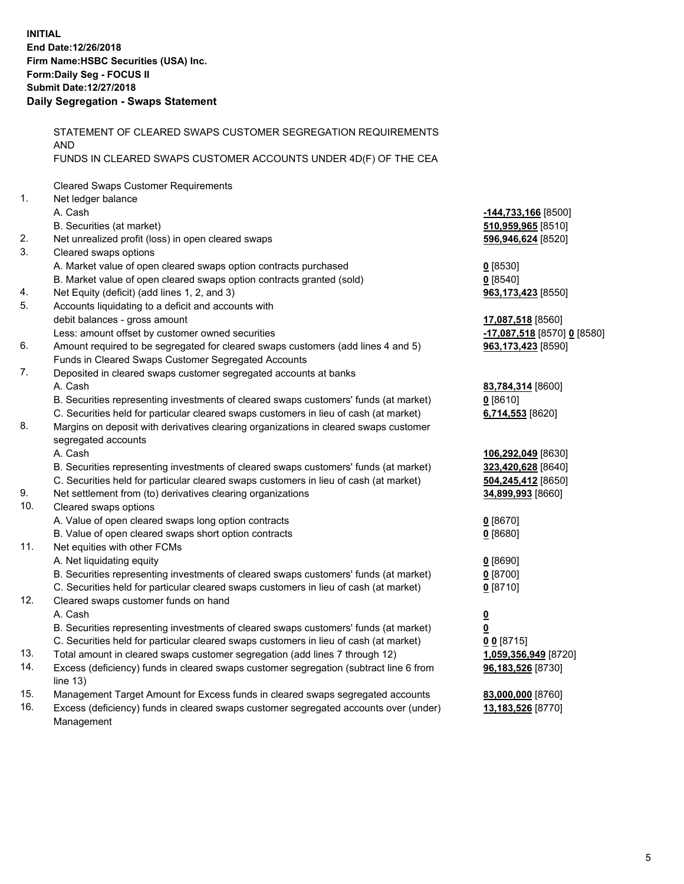**INITIAL**
**End Date:12/26/2018**
**Firm Name:HSBC Securities (USA) Inc.**
**Form:Daily Seg - FOCUS II**
**Submit Date:12/27/2018**
**Daily Segregation - Swaps Statement**

STATEMENT OF CLEARED SWAPS CUSTOMER SEGREGATION REQUIREMENTS AND FUNDS IN CLEARED SWAPS CUSTOMER ACCOUNTS UNDER 4D(F) OF THE CEA

| | | |
|---|---|---|
| | Cleared Swaps Customer Requirements | |
| 1. | Net ledger balance | |
| | A. Cash | **-144,733,166** [8500] |
| | B. Securities (at market) | **510,959,965** [8510] |
| 2. | Net unrealized profit (loss) in open cleared swaps | **596,946,624** [8520] |
| 3. | Cleared swaps options | |
| | A. Market value of open cleared swaps option contracts purchased | **0** [8530] |
| | B. Market value of open cleared swaps option contracts granted (sold) | **0** [8540] |
| 4. | Net Equity (deficit) (add lines 1, 2, and 3) | **963,173,423** [8550] |
| 5. | Accounts liquidating to a deficit and accounts with debit balances - gross amount | **17,087,518** [8560] |
| | Less: amount offset by customer owned securities | **-17,087,518** [8570] **0** [8580] |
| 6. | Amount required to be segregated for cleared swaps customers (add lines 4 and 5) | **963,173,423** [8590] |
| | Funds in Cleared Swaps Customer Segregated Accounts | |
| 7. | Deposited in cleared swaps customer segregated accounts at banks | |
| | A. Cash | **83,784,314** [8600] |
| | B. Securities representing investments of cleared swaps customers' funds (at market) | **0** [8610] |
| | C. Securities held for particular cleared swaps customers in lieu of cash (at market) | **6,714,553** [8620] |
| 8. | Margins on deposit with derivatives clearing organizations in cleared swaps customer segregated accounts | |
| | A. Cash | **106,292,049** [8630] |
| | B. Securities representing investments of cleared swaps customers' funds (at market) | **323,420,628** [8640] |
| | C. Securities held for particular cleared swaps customers in lieu of cash (at market) | **504,245,412** [8650] |
| 9. | Net settlement from (to) derivatives clearing organizations | **34,899,993** [8660] |
| 10. | Cleared swaps options | |
| | A. Value of open cleared swaps long option contracts | **0** [8670] |
| | B. Value of open cleared swaps short option contracts | **0** [8680] |
| 11. | Net equities with other FCMs | |
| | A. Net liquidating equity | **0** [8690] |
| | B. Securities representing investments of cleared swaps customers' funds (at market) | **0** [8700] |
| | C. Securities held for particular cleared swaps customers in lieu of cash (at market) | **0** [8710] |
| 12. | Cleared swaps customer funds on hand | |
| | A. Cash | **0** |
| | B. Securities representing investments of cleared swaps customers' funds (at market) | **0** |
| | C. Securities held for particular cleared swaps customers in lieu of cash (at market) | **0** **0** [8715] |
| 13. | Total amount in cleared swaps customer segregation (add lines 7 through 12) | **1,059,356,949** [8720] |
| 14. | Excess (deficiency) funds in cleared swaps customer segregation (subtract line 6 from line 13) | **96,183,526** [8730] |
| 15. | Management Target Amount for Excess funds in cleared swaps segregated accounts | **83,000,000** [8760] |
| 16. | Excess (deficiency) funds in cleared swaps customer segregated accounts over (under) Management | **13,183,526** [8770] |